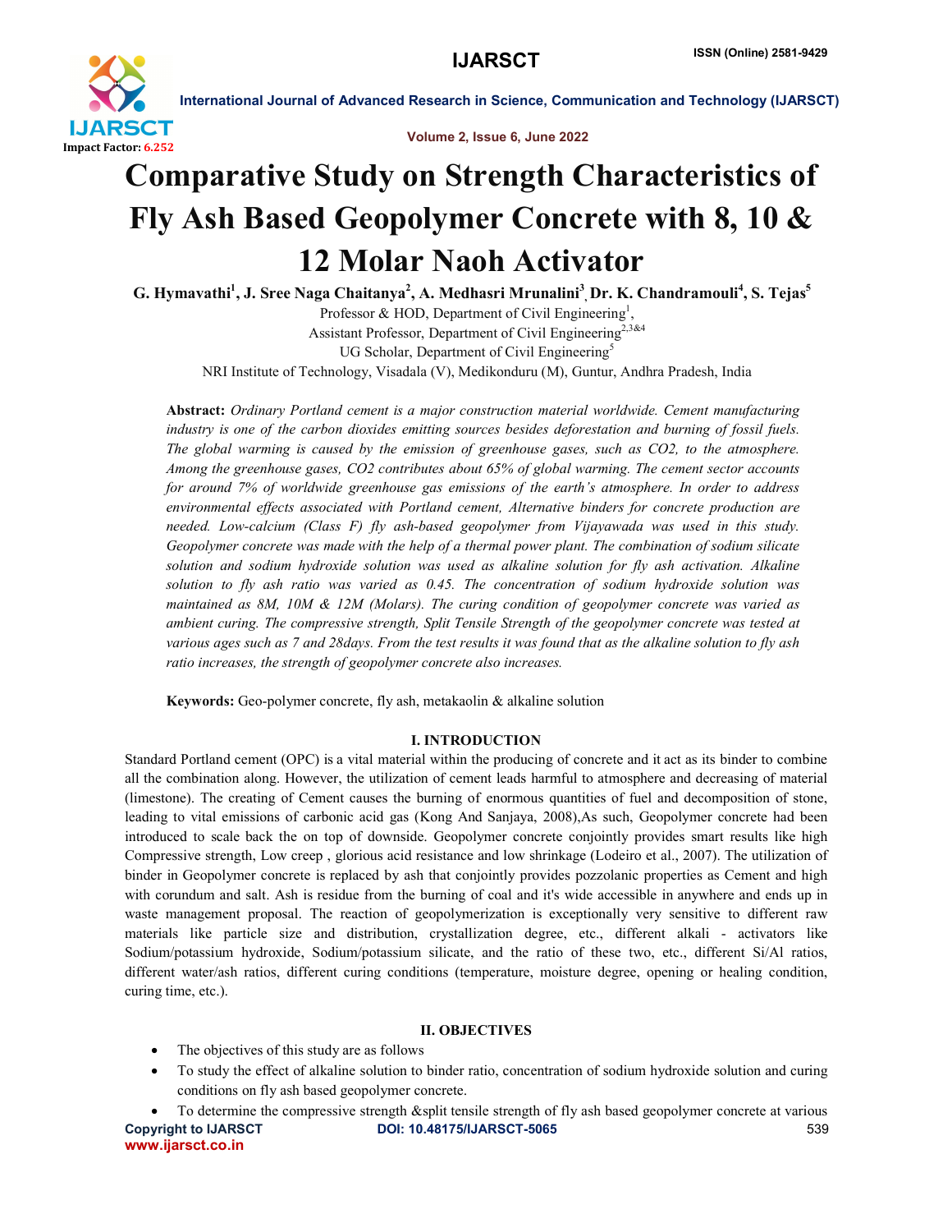# Comparative Study on Strength Characteristics of Fly Ash Based Geopolymer Concrete with 8, 10 & 12 Molar Naoh Activator

**G. Hymavathi[1], J. Sree Naga Chaitanya[2], A. Medhasri Mrunalini[3], Dr. K. Chandramouli[4], S. Tejas[5]**

Professor & HOD, Department of Civil Engineering[1],
Assistant Professor, Department of Civil Engineering[2,3&4]
UG Scholar, Department of Civil Engineering[5]
NRI Institute of Technology, Visadala (V), Medikonduru (M), Guntur, Andhra Pradesh, India

**Abstract:** *Ordinary Portland cement is a major construction material worldwide. Cement manufacturing industry is one of the carbon dioxides emitting sources besides deforestation and burning of fossil fuels. The global warming is caused by the emission of greenhouse gases, such as CO2, to the atmosphere. Among the greenhouse gases, CO2 contributes about 65% of global warming. The cement sector accounts for around 7% of worldwide greenhouse gas emissions of the earth's atmosphere. In order to address environmental effects associated with Portland cement, Alternative binders for concrete production are needed. Low-calcium (Class F) fly ash-based geopolymer from Vijayawada was used in this study. Geopolymer concrete was made with the help of a thermal power plant. The combination of sodium silicate solution and sodium hydroxide solution was used as alkaline solution for fly ash activation. Alkaline solution to fly ash ratio was varied as 0.45. The concentration of sodium hydroxide solution was maintained as 8M, 10M & 12M (Molars). The curing condition of geopolymer concrete was varied as ambient curing. The compressive strength, Split Tensile Strength of the geopolymer concrete was tested at various ages such as 7 and 28days. From the test results it was found that as the alkaline solution to fly ash ratio increases, the strength of geopolymer concrete also increases.*

**Keywords:** Geo-polymer concrete, fly ash, metakaolin & alkaline solution

## I. INTRODUCTION

Standard Portland cement (OPC) is a vital material within the producing of concrete and it act as its binder to combine all the combination along. However, the utilization of cement leads harmful to atmosphere and decreasing of material (limestone). The creating of Cement causes the burning of enormous quantities of fuel and decomposition of stone, leading to vital emissions of carbonic acid gas (Kong And Sanjaya, 2008),As such, Geopolymer concrete had been introduced to scale back the on top of downside. Geopolymer concrete conjointly provides smart results like high Compressive strength, Low creep , glorious acid resistance and low shrinkage (Lodeiro et al., 2007). The utilization of binder in Geopolymer concrete is replaced by ash that conjointly provides pozzolanic properties as Cement and high with corundum and salt. Ash is residue from the burning of coal and it's wide accessible in anywhere and ends up in waste management proposal. The reaction of geopolymerization is exceptionally very sensitive to different raw materials like particle size and distribution, crystallization degree, etc., different alkali - activators like Sodium/potassium hydroxide, Sodium/potassium silicate, and the ratio of these two, etc., different Si/Al ratios, different water/ash ratios, different curing conditions (temperature, moisture degree, opening or healing condition, curing time, etc.).

## II. OBJECTIVES

- The objectives of this study are as follows
- To study the effect of alkaline solution to binder ratio, concentration of sodium hydroxide solution and curing conditions on fly ash based geopolymer concrete.
- To determine the compressive strength &split tensile strength of fly ash based geopolymer concrete at various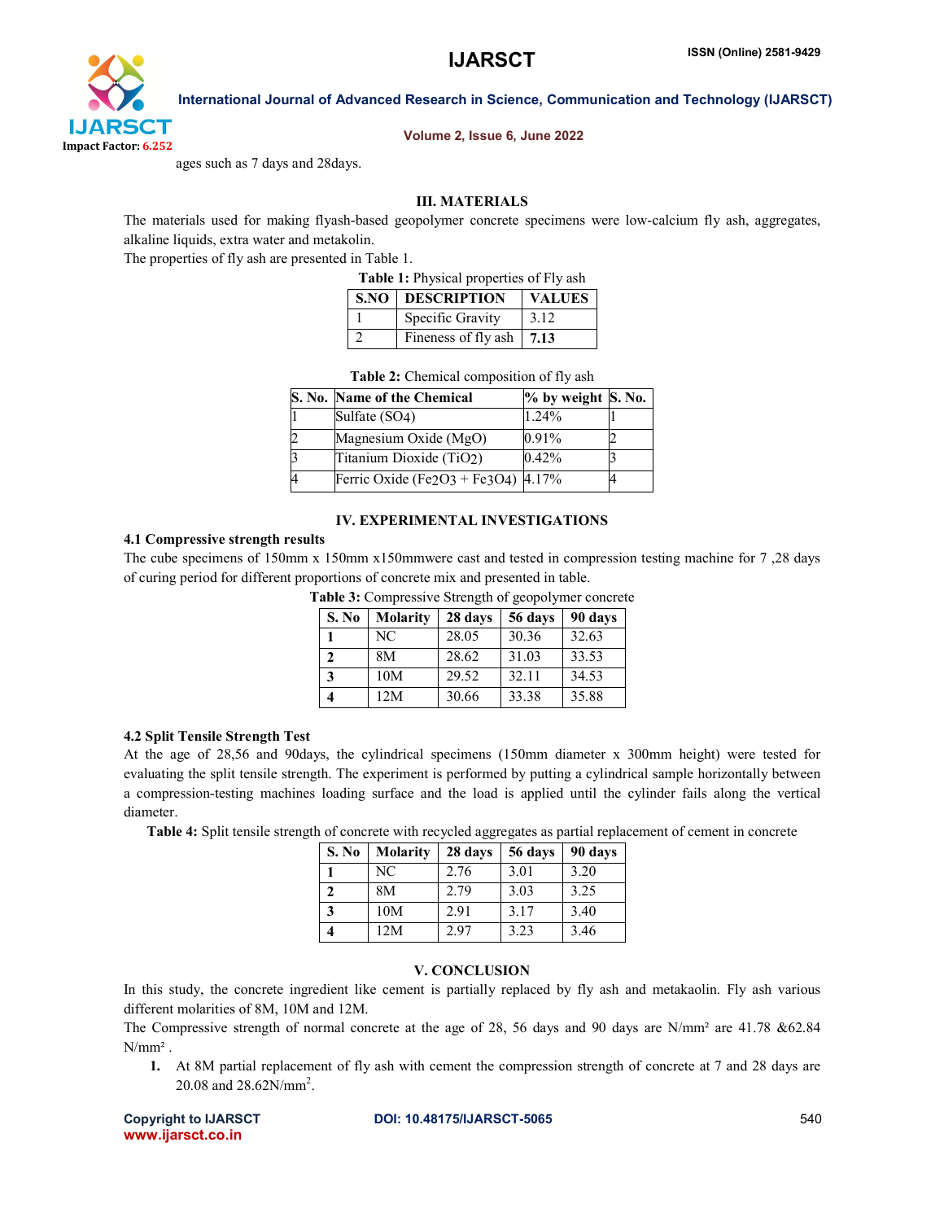ages such as 7 days and 28days.

## III. MATERIALS

The materials used for making flyash-based geopolymer concrete specimens were low-calcium fly ash, aggregates, alkaline liquids, extra water and metakolin.

The properties of fly ash are presented in Table 1.

**Table 1:** Physical properties of Fly ash

| S.NO | DESCRIPTION | VALUES |
|---|---|---|
| 1 | Specific Gravity | 3.12 |
| 2 | Fineness of fly ash | **7.13** |

**Table 2:** Chemical composition of fly ash

| S. No. | Name of the Chemical | % by weight | S. No. |
|---|---|---|---|
| 1 | Sulfate ($SO_4$) | 1.24% | 1 |
| 2 | Magnesium Oxide (MgO) | 0.91% | 2 |
| 3 | Titanium Dioxide ($TiO_2$) | 0.42% | 3 |
| 4 | Ferric Oxide ($Fe_2O_3$ + $Fe_3O_4$) | 4.17% | 4 |

## IV. EXPERIMENTAL INVESTIGATIONS

### 4.1 Compressive strength results

The cube specimens of 150mm x 150mm x150mmwere cast and tested in compression testing machine for 7 ,28 days of curing period for different proportions of concrete mix and presented in table.

**Table 3:** Compressive Strength of geopolymer concrete

| S. No | Molarity | 28 days | 56 days | 90 days |
|---|---|---|---|---|
| **1** | NC | 28.05 | 30.36 | 32.63 |
| **2** | 8M | 28.62 | 31.03 | 33.53 |
| **3** | 10M | 29.52 | 32.11 | 34.53 |
| **4** | 12M | 30.66 | 33.38 | 35.88 |

### 4.2 Split Tensile Strength Test

At the age of 28,56 and 90days, the cylindrical specimens (150mm diameter x 300mm height) were tested for evaluating the split tensile strength. The experiment is performed by putting a cylindrical sample horizontally between a compression-testing machines loading surface and the load is applied until the cylinder fails along the vertical diameter.

**Table 4:** Split tensile strength of concrete with recycled aggregates as partial replacement of cement in concrete

| S. No | Molarity | 28 days | 56 days | 90 days |
|---|---|---|---|---|
| **1** | NC | 2.76 | 3.01 | 3.20 |
| **2** | 8M | 2.79 | 3.03 | 3.25 |
| **3** | 10M | 2.91 | 3.17 | 3.40 |
| **4** | 12M | 2.97 | 3.23 | 3.46 |

## V. CONCLUSION

In this study, the concrete ingredient like cement is partially replaced by fly ash and metakaolin. Fly ash various different molarities of 8M, 10M and 12M.

The Compressive strength of normal concrete at the age of 28, 56 days and 90 days are N/mm² are 41.78 &62.84 N/mm² .

1. At 8M partial replacement of fly ash with cement the compression strength of concrete at 7 and 28 days are 20.08 and 28.62N/mm$^2$.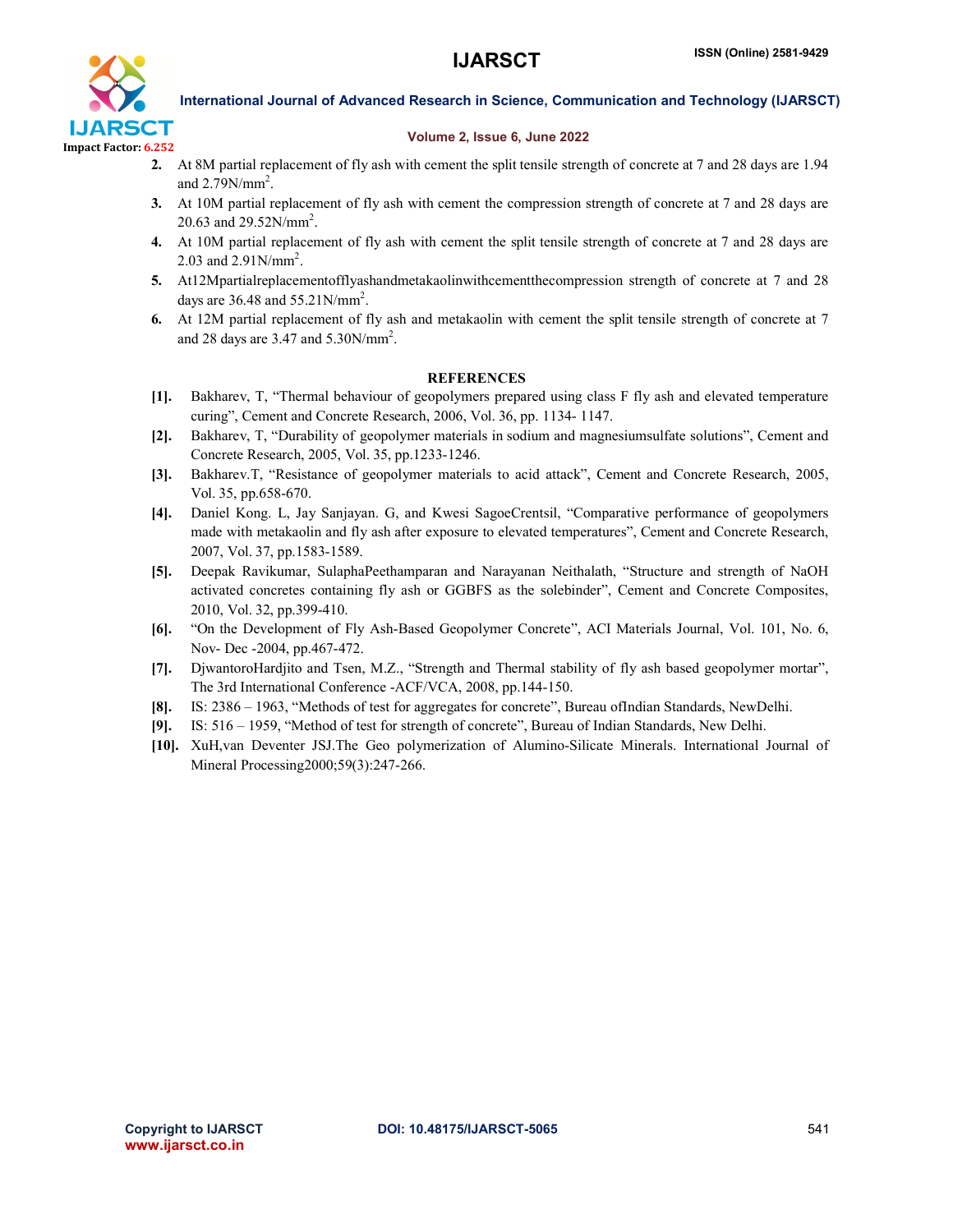2. At 8M partial replacement of fly ash with cement the split tensile strength of concrete at 7 and 28 days are 1.94 and 2.79N/mm$^2$.
3. At 10M partial replacement of fly ash with cement the compression strength of concrete at 7 and 28 days are 20.63 and 29.52N/mm$^2$.
4. At 10M partial replacement of fly ash with cement the split tensile strength of concrete at 7 and 28 days are 2.03 and 2.91N/mm$^2$.
5. At12Mpartialreplacementofflyashandmetakaolinwithcementthecompression strength of concrete at 7 and 28 days are 36.48 and 55.21N/mm$^2$.
6. At 12M partial replacement of fly ash and metakaolin with cement the split tensile strength of concrete at 7 and 28 days are 3.47 and 5.30N/mm$^2$.

## REFERENCES

[1]. Bakharev, T, "Thermal behaviour of geopolymers prepared using class F fly ash and elevated temperature curing", Cement and Concrete Research, 2006, Vol. 36, pp. 1134- 1147.

[2]. Bakharev, T, "Durability of geopolymer materials in sodium and magnesiumsulfate solutions", Cement and Concrete Research, 2005, Vol. 35, pp.1233-1246.

[3]. Bakharev.T, "Resistance of geopolymer materials to acid attack", Cement and Concrete Research, 2005, Vol. 35, pp.658-670.

[4]. Daniel Kong. L, Jay Sanjayan. G, and Kwesi SagoeCrentsil, "Comparative performance of geopolymers made with metakaolin and fly ash after exposure to elevated temperatures", Cement and Concrete Research, 2007, Vol. 37, pp.1583-1589.

[5]. Deepak Ravikumar, SulaphaPeethamparan and Narayanan Neithalath, "Structure and strength of NaOH activated concretes containing fly ash or GGBFS as the solebinder", Cement and Concrete Composites, 2010, Vol. 32, pp.399-410.

[6]. "On the Development of Fly Ash-Based Geopolymer Concrete", ACI Materials Journal, Vol. 101, No. 6, Nov- Dec -2004, pp.467-472.

[7]. DjwantoroHardjito and Tsen, M.Z., "Strength and Thermal stability of fly ash based geopolymer mortar", The 3rd International Conference -ACF/VCA, 2008, pp.144-150.

[8]. IS: 2386 – 1963, "Methods of test for aggregates for concrete", Bureau ofIndian Standards, NewDelhi.

[9]. IS: 516 – 1959, "Method of test for strength of concrete", Bureau of Indian Standards, New Delhi.

[10]. XuH,van Deventer JSJ.The Geo polymerization of Alumino-Silicate Minerals. International Journal of Mineral Processing2000;59(3):247-266.